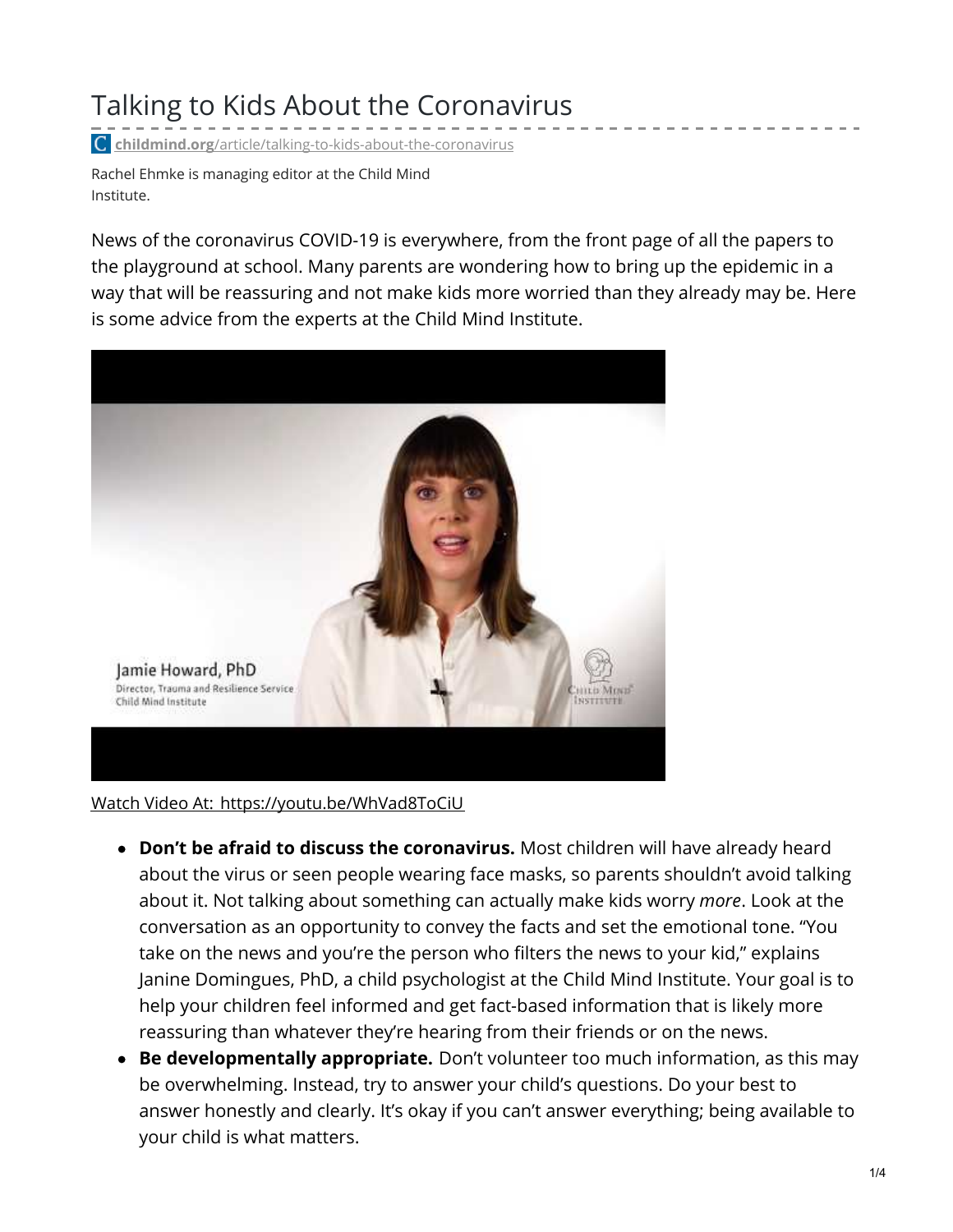# Talking to Kids About the Coronavirus

childmind.org/article/talking-to-kids-about-the-coronavirus

Rachel Ehmke is managing editor at the Child Mind Institute.

News of the coronavirus COVID-19 is everywhere, from the front page of all the papers to the playground at school. Many parents are wondering how to bring up the epidemic in a way that will be reassuring and not make kids more worried than they already may be. Here is some advice from the experts at the Child Mind Institute.

Watch Video At: https://youtu.be/WhVad8ToCiU

- **Don't be afraid to discuss the coronavirus.** Most children will have already heard about the virus or seen people wearing face masks, so parents shouldn't avoid talking about it. Not talking about something can actually make kids worry *more*. Look at the conversation as an opportunity to convey the facts and set the emotional tone. "You take on the news and you're the person who filters the news to your kid," explains Janine Domingues, PhD, a child psychologist at the Child Mind Institute. Your goal is to help your children feel informed and get fact-based information that is likely more reassuring than whatever they're hearing from their friends or on the news.
- **Be developmentally appropriate.** Don't volunteer too much information, as this may be overwhelming. Instead, try to answer your child's questions. Do your best to answer honestly and clearly. It's okay if you can't answer everything; being available to your child is what matters.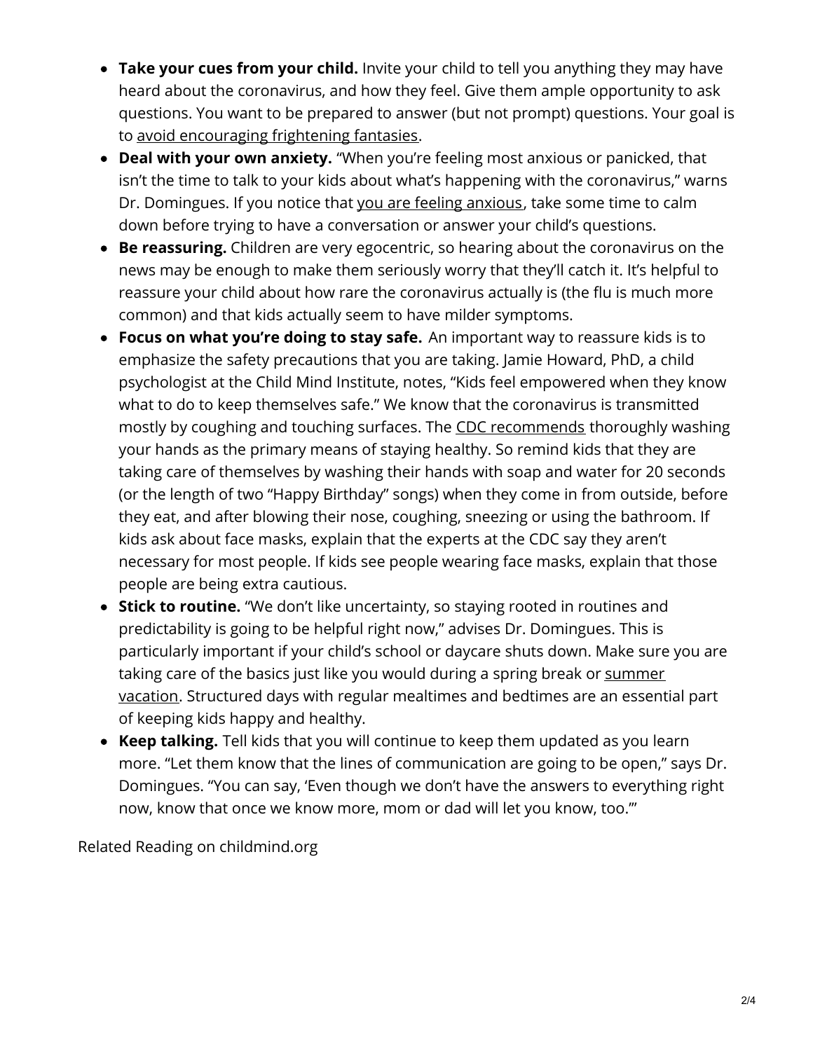- **Take your cues from your child.** Invite your child to tell you anything they may have heard about the coronavirus, and how they feel. Give them ample opportunity to ask questions. You want to be prepared to answer (but not prompt) questions. Your goal is to avoid encouraging frightening fantasies.
- **Deal with your own anxiety.** "When you're feeling most anxious or panicked, that isn't the time to talk to your kids about what's happening with the coronavirus," warns Dr. Domingues. If you notice that you are feeling anxious, take some time to calm down before trying to have a conversation or answer your child's questions.
- **Be reassuring.** Children are very egocentric, so hearing about the coronavirus on the news may be enough to make them seriously worry that they'll catch it. It's helpful to reassure your child about how rare the coronavirus actually is (the flu is much more common) and that kids actually seem to have milder symptoms.
- **Focus on what you're doing to stay safe.** An important way to reassure kids is to emphasize the safety precautions that you are taking. Jamie Howard, PhD, a child psychologist at the Child Mind Institute, notes, "Kids feel empowered when they know what to do to keep themselves safe." We know that the coronavirus is transmitted mostly by coughing and touching surfaces. The CDC recommends thoroughly washing your hands as the primary means of staying healthy. So remind kids that they are taking care of themselves by washing their hands with soap and water for 20 seconds (or the length of two "Happy Birthday" songs) when they come in from outside, before they eat, and after blowing their nose, coughing, sneezing or using the bathroom. If kids ask about face masks, explain that the experts at the CDC say they aren't necessary for most people. If kids see people wearing face masks, explain that those people are being extra cautious.
- **Stick to routine.** "We don't like uncertainty, so staying rooted in routines and predictability is going to be helpful right now," advises Dr. Domingues. This is particularly important if your child's school or daycare shuts down. Make sure you are taking care of the basics just like you would during a spring break or summer vacation. Structured days with regular mealtimes and bedtimes are an essential part of keeping kids happy and healthy.
- **Keep talking.** Tell kids that you will continue to keep them updated as you learn more. "Let them know that the lines of communication are going to be open," says Dr. Domingues. "You can say, 'Even though we don't have the answers to everything right now, know that once we know more, mom or dad will let you know, too.'"

Related Reading on childmind.org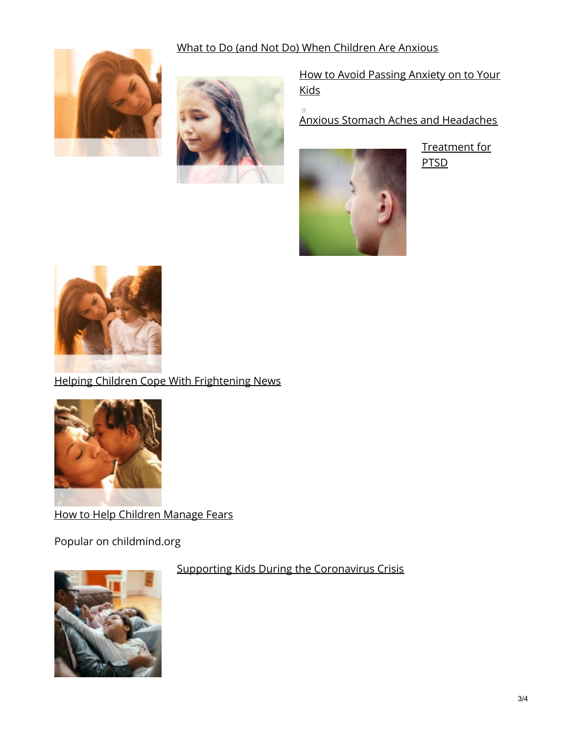[What to Do (and Not Do) When Children Are Anxious]

[How to Avoid Passing Anxiety on to Your Kids]

[Anxious Stomach Aches and Headaches]

[Treatment for PTSD]

[Helping Children Cope With Frightening News]

[How to Help Children Manage Fears]

Popular on childmind.org

[Supporting Kids During the Coronavirus Crisis]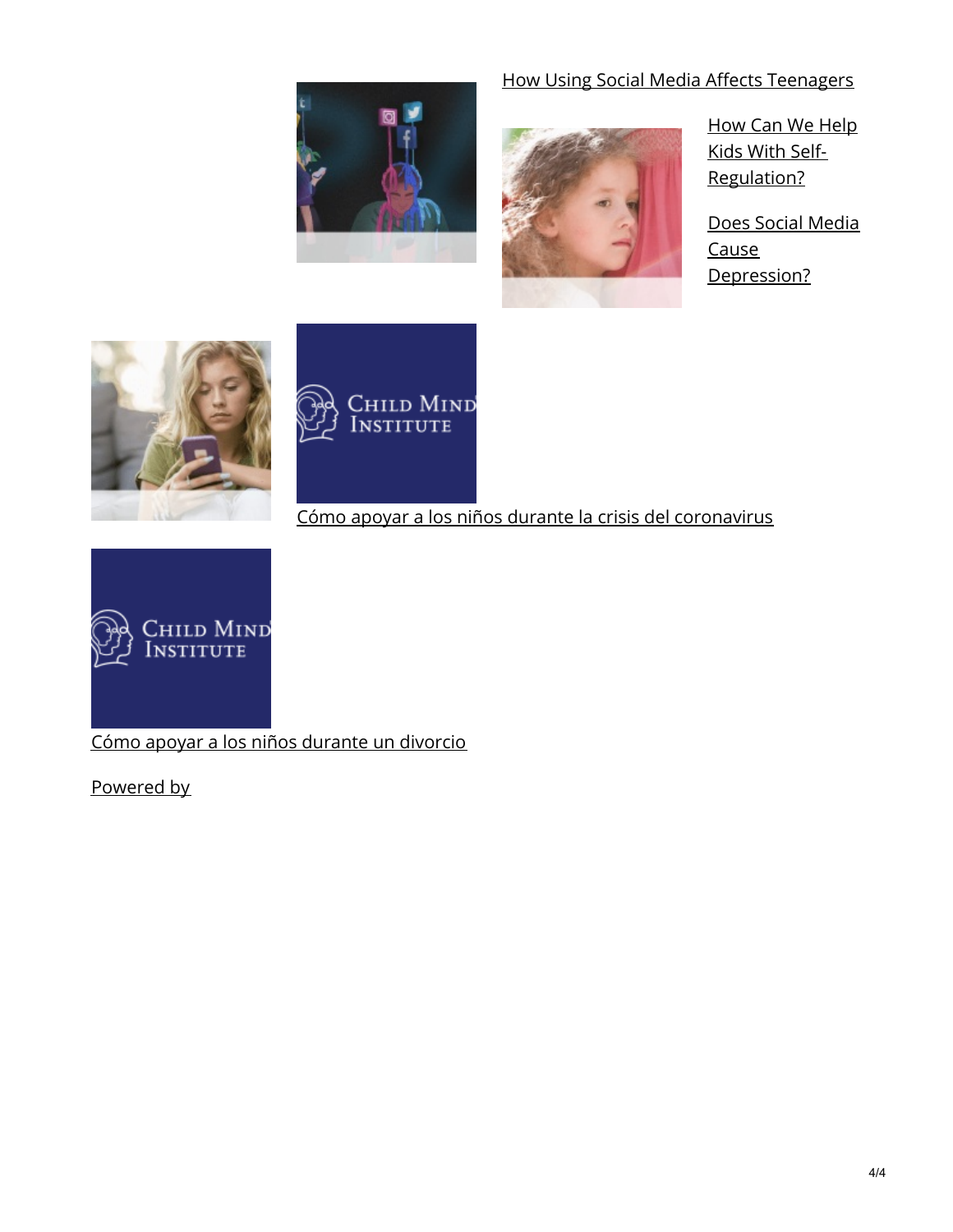How Using Social Media Affects Teenagers

How Can We Help Kids With Self-Regulation?

Does Social Media Cause Depression?

Cómo apoyar a los niños durante la crisis del coronavirus

Cómo apoyar a los niños durante un divorcio

Powered by